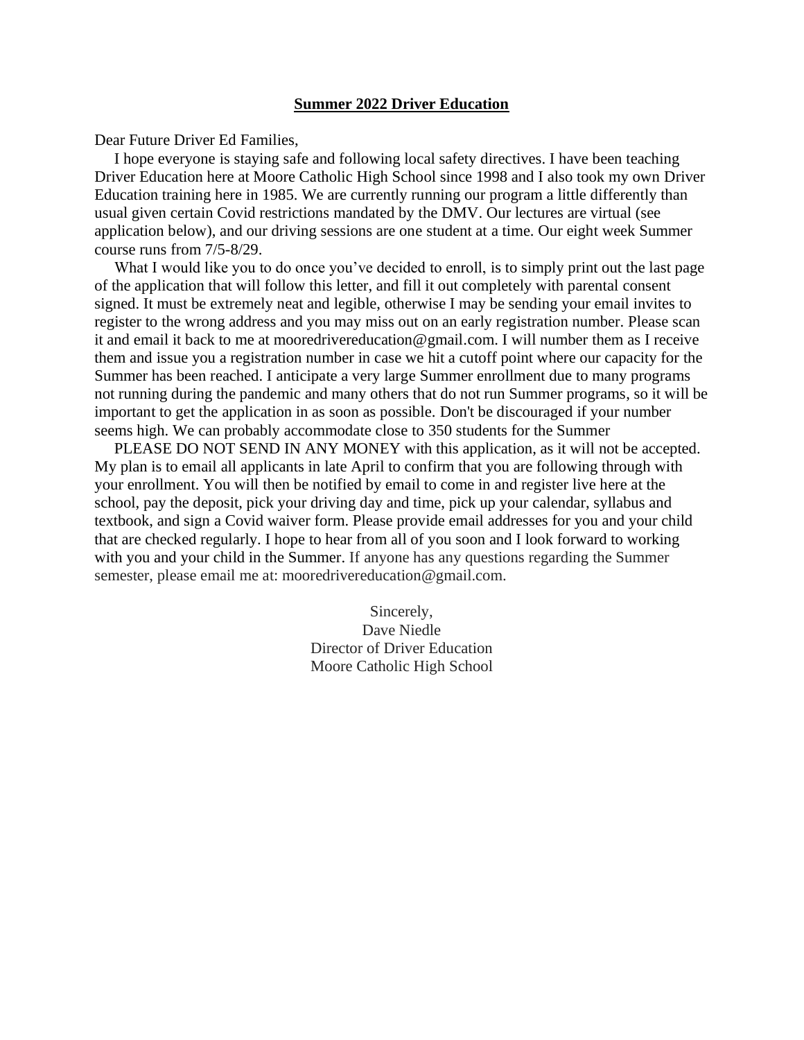## **Summer 2022 Driver Education**

Dear Future Driver Ed Families,

I hope everyone is staying safe and following local safety directives. I have been teaching Driver Education here at Moore Catholic High School since 1998 and I also took my own Driver Education training here in 1985. We are currently running our program a little differently than usual given certain Covid restrictions mandated by the DMV. Our lectures are virtual (see application below), and our driving sessions are one student at a time. Our eight week Summer course runs from 7/5-8/29.

What I would like you to do once you've decided to enroll, is to simply print out the last page of the application that will follow this letter, and fill it out completely with parental consent signed. It must be extremely neat and legible, otherwise I may be sending your email invites to register to the wrong address and you may miss out on an early registration number. Please scan it and email it back to me at mooredrivereducation@gmail.com. I will number them as I receive them and issue you a registration number in case we hit a cutoff point where our capacity for the Summer has been reached. I anticipate a very large Summer enrollment due to many programs not running during the pandemic and many others that do not run Summer programs, so it will be important to get the application in as soon as possible. Don't be discouraged if your number seems high. We can probably accommodate close to 350 students for the Summer

PLEASE DO NOT SEND IN ANY MONEY with this application, as it will not be accepted. My plan is to email all applicants in late April to confirm that you are following through with your enrollment. You will then be notified by email to come in and register live here at the school, pay the deposit, pick your driving day and time, pick up your calendar, syllabus and textbook, and sign a Covid waiver form. Please provide email addresses for you and your child that are checked regularly. I hope to hear from all of you soon and I look forward to working with you and your child in the Summer. If anyone has any questions regarding the Summer semester, please email me at: mooredrivereducation@gmail.com.

Sincerely,
Dave Niedle
Director of Driver Education
Moore Catholic High School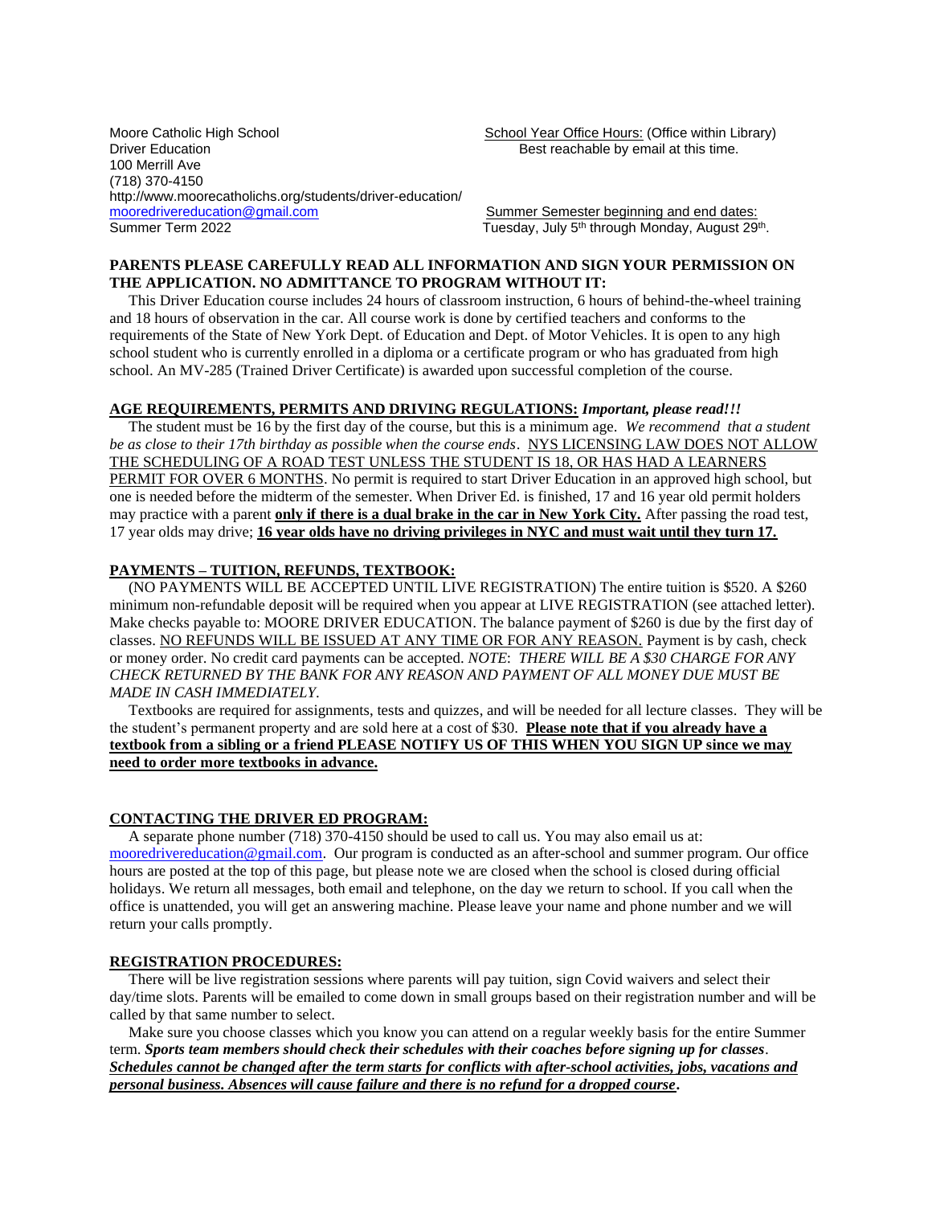Moore Catholic High School
Driver Education
100 Merrill Ave
(718) 370-4150
http://www.moorecatholichs.org/students/driver-education/
mooredrivereducation@gmail.com
Summer Term 2022

School Year Office Hours: (Office within Library)
Best reachable by email at this time.

Summer Semester beginning and end dates:
Tuesday, July 5th through Monday, August 29th.

**PARENTS PLEASE CAREFULLY READ ALL INFORMATION AND SIGN YOUR PERMISSION ON THE APPLICATION. NO ADMITTANCE TO PROGRAM WITHOUT IT:**

This Driver Education course includes 24 hours of classroom instruction, 6 hours of behind-the-wheel training and 18 hours of observation in the car. All course work is done by certified teachers and conforms to the requirements of the State of New York Dept. of Education and Dept. of Motor Vehicles. It is open to any high school student who is currently enrolled in a diploma or a certificate program or who has graduated from high school. An MV-285 (Trained Driver Certificate) is awarded upon successful completion of the course.

**AGE REQUIREMENTS, PERMITS AND DRIVING REGULATIONS:** ***Important, please read!!!***

The student must be 16 by the first day of the course, but this is a minimum age. *We recommend that a student be as close to their 17th birthday as possible when the course ends*. NYS LICENSING LAW DOES NOT ALLOW THE SCHEDULING OF A ROAD TEST UNLESS THE STUDENT IS 18, OR HAS HAD A LEARNERS PERMIT FOR OVER 6 MONTHS. No permit is required to start Driver Education in an approved high school, but one is needed before the midterm of the semester. When Driver Ed. is finished, 17 and 16 year old permit holders may practice with a parent **only if there is a dual brake in the car in New York City.** After passing the road test, 17 year olds may drive; **16 year olds have no driving privileges in NYC and must wait until they turn 17.**

**PAYMENTS – TUITION, REFUNDS, TEXTBOOK:**

(NO PAYMENTS WILL BE ACCEPTED UNTIL LIVE REGISTRATION) The entire tuition is $520. A $260 minimum non-refundable deposit will be required when you appear at LIVE REGISTRATION (see attached letter). Make checks payable to: MOORE DRIVER EDUCATION. The balance payment of $260 is due by the first day of classes. NO REFUNDS WILL BE ISSUED AT ANY TIME OR FOR ANY REASON. Payment is by cash, check or money order. No credit card payments can be accepted. *NOTE: THERE WILL BE A $30 CHARGE FOR ANY CHECK RETURNED BY THE BANK FOR ANY REASON AND PAYMENT OF ALL MONEY DUE MUST BE MADE IN CASH IMMEDIATELY.*

Textbooks are required for assignments, tests and quizzes, and will be needed for all lecture classes. They will be the student's permanent property and are sold here at a cost of $30. **Please note that if you already have a textbook from a sibling or a friend PLEASE NOTIFY US OF THIS WHEN YOU SIGN UP since we may need to order more textbooks in advance.**

**CONTACTING THE DRIVER ED PROGRAM:**

A separate phone number (718) 370-4150 should be used to call us. You may also email us at: mooredrivereducation@gmail.com. Our program is conducted as an after-school and summer program. Our office hours are posted at the top of this page, but please note we are closed when the school is closed during official holidays. We return all messages, both email and telephone, on the day we return to school. If you call when the office is unattended, you will get an answering machine. Please leave your name and phone number and we will return your calls promptly.

**REGISTRATION PROCEDURES:**

There will be live registration sessions where parents will pay tuition, sign Covid waivers and select their day/time slots. Parents will be emailed to come down in small groups based on their registration number and will be called by that same number to select.

Make sure you choose classes which you know you can attend on a regular weekly basis for the entire Summer term. ***Sports team members should check their schedules with their coaches before signing up for classes***. ***Schedules cannot be changed after the term starts for conflicts with after-school activities, jobs, vacations and personal business. Absences will cause failure and there is no refund for a dropped course*.**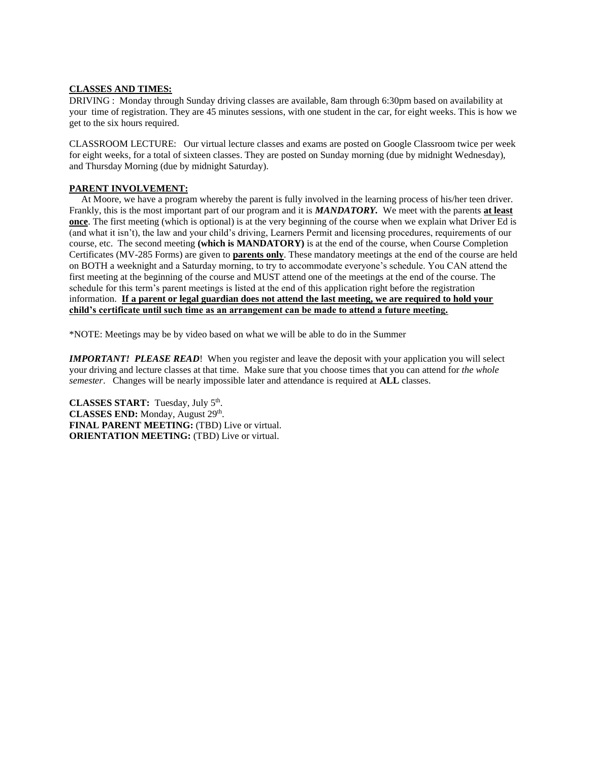**CLASSES AND TIMES:**

DRIVING : Monday through Sunday driving classes are available, 8am through 6:30pm based on availability at your time of registration. They are 45 minutes sessions, with one student in the car, for eight weeks. This is how we get to the six hours required.

CLASSROOM LECTURE: Our virtual lecture classes and exams are posted on Google Classroom twice per week for eight weeks, for a total of sixteen classes. They are posted on Sunday morning (due by midnight Wednesday), and Thursday Morning (due by midnight Saturday).

**PARENT INVOLVEMENT:**

At Moore, we have a program whereby the parent is fully involved in the learning process of his/her teen driver. Frankly, this is the most important part of our program and it is ***MANDATORY.*** We meet with the parents **at least once**. The first meeting (which is optional) is at the very beginning of the course when we explain what Driver Ed is (and what it isn't), the law and your child's driving, Learners Permit and licensing procedures, requirements of our course, etc. The second meeting **(which is MANDATORY)** is at the end of the course, when Course Completion Certificates (MV-285 Forms) are given to **parents only**. These mandatory meetings at the end of the course are held on BOTH a weeknight and a Saturday morning, to try to accommodate everyone's schedule. You CAN attend the first meeting at the beginning of the course and MUST attend one of the meetings at the end of the course. The schedule for this term's parent meetings is listed at the end of this application right before the registration information. **If a parent or legal guardian does not attend the last meeting, we are required to hold your child's certificate until such time as an arrangement can be made to attend a future meeting.**

*NOTE: Meetings may be by video based on what we will be able to do in the Summer

***IMPORTANT! PLEASE READ***! When you register and leave the deposit with your application you will select your driving and lecture classes at that time. Make sure that you choose times that you can attend for *the whole semester*. Changes will be nearly impossible later and attendance is required at **ALL** classes.

**CLASSES START:** Tuesday, July 5th.
**CLASSES END:** Monday, August 29th.
**FINAL PARENT MEETING:** (TBD) Live or virtual.
**ORIENTATION MEETING:** (TBD) Live or virtual.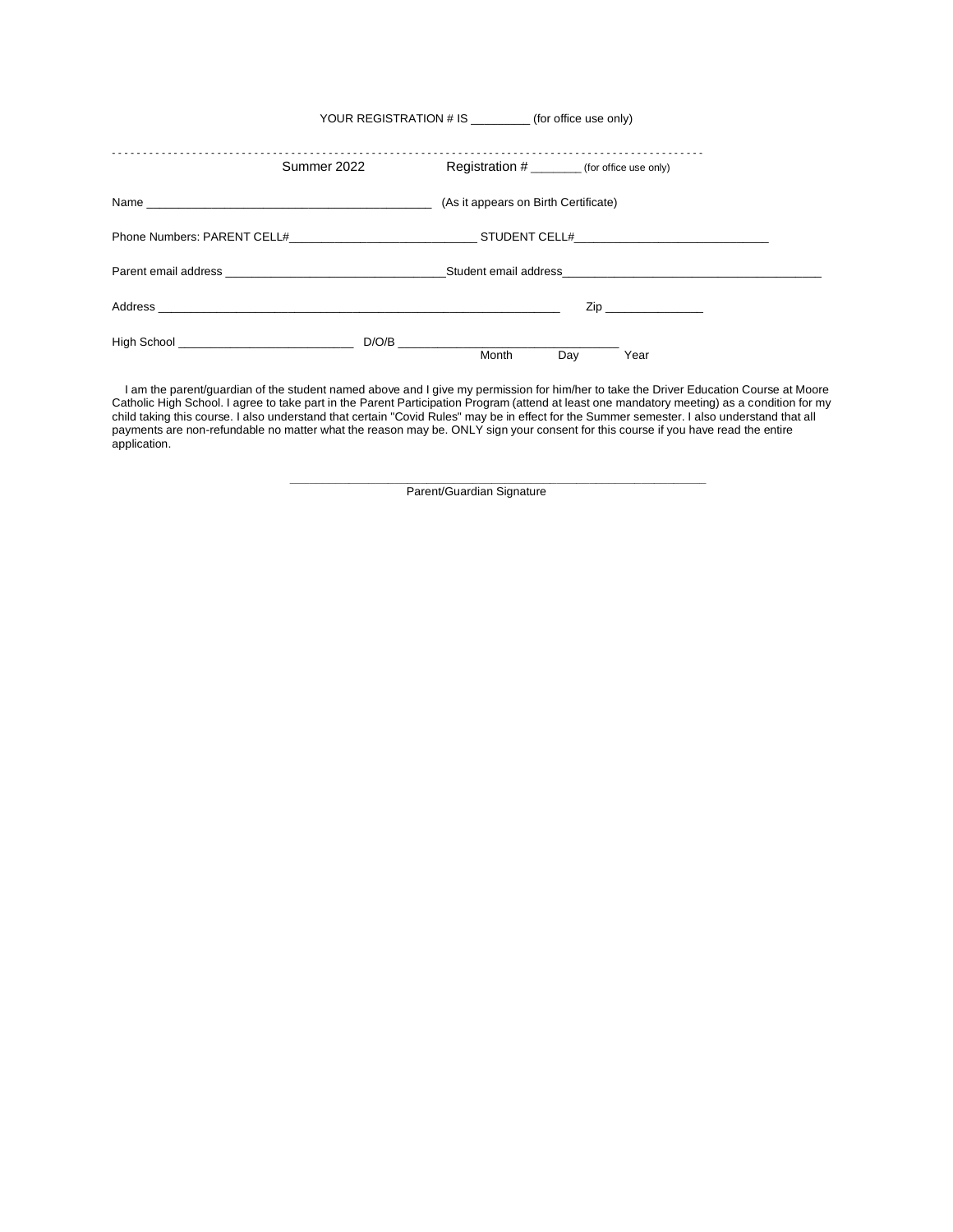YOUR REGISTRATION # IS _________ (for office use only)

- - - - - - - - - - - - - - - - - - - - - - - - - - - - - - - - - - - - - - - - - - - - - - - - - - - - - - - - - - - - - - - - - - - - - - - - - - - - - - - - - - - - - - - - - - - - - - - - - - - - - - - - - - - - -

Summer 2022 Registration # ________ (for office use only)

Name ____________________________________________ (As it appears on Birth Certificate)

Phone Numbers: PARENT CELL#____________________________ STUDENT CELL#______________________________

Parent email address _________________________________Student email address________________________________________

Address ______________________________________________________________ Zip _______________

High School ___________________________ D/O/B __________________________________
Month Day Year

I am the parent/guardian of the student named above and I give my permission for him/her to take the Driver Education Course at Moore Catholic High School. I agree to take part in the Parent Participation Program (attend at least one mandatory meeting) as a condition for my child taking this course. I also understand that certain "Covid Rules" may be in effect for the Summer semester. I also understand that all payments are non-refundable no matter what the reason may be. ONLY sign your consent for this course if you have read the entire application.

_______________________________________________________________
Parent/Guardian Signature